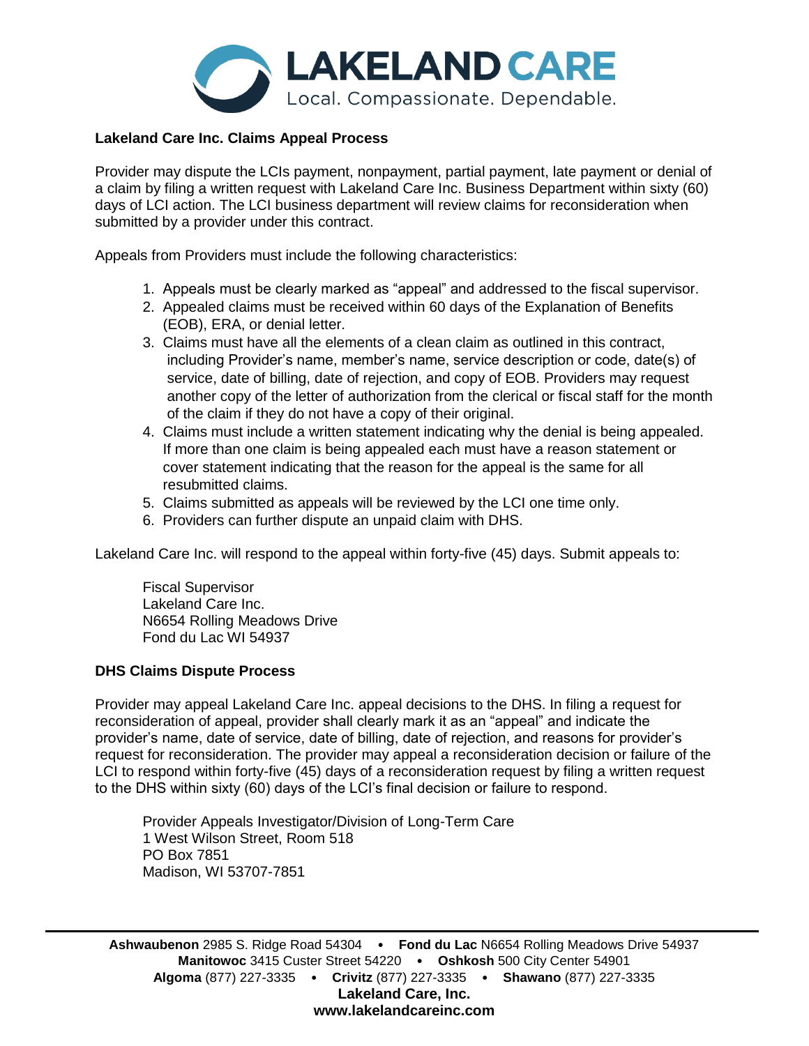**Lakeland Care Inc. Claims Appeal Process**

Provider may dispute the LCIs payment, nonpayment, partial payment, late payment or denial of a claim by filing a written request with Lakeland Care Inc. Business Department within sixty (60) days of LCI action. The LCI business department will review claims for reconsideration when submitted by a provider under this contract.

Appeals from Providers must include the following characteristics:

1. Appeals must be clearly marked as “appeal” and addressed to the fiscal supervisor.
2. Appealed claims must be received within 60 days of the Explanation of Benefits (EOB), ERA, or denial letter.
3. Claims must have all the elements of a clean claim as outlined in this contract, including Provider’s name, member’s name, service description or code, date(s) of service, date of billing, date of rejection, and copy of EOB. Providers may request another copy of the letter of authorization from the clerical or fiscal staff for the month of the claim if they do not have a copy of their original.
4. Claims must include a written statement indicating why the denial is being appealed. If more than one claim is being appealed each must have a reason statement or cover statement indicating that the reason for the appeal is the same for all resubmitted claims.
5. Claims submitted as appeals will be reviewed by the LCI one time only.
6. Providers can further dispute an unpaid claim with DHS.

Lakeland Care Inc. will respond to the appeal within forty-five (45) days. Submit appeals to:

Fiscal Supervisor
Lakeland Care Inc.
N6654 Rolling Meadows Drive
Fond du Lac WI 54937

**DHS Claims Dispute Process**

Provider may appeal Lakeland Care Inc. appeal decisions to the DHS. In filing a request for reconsideration of appeal, provider shall clearly mark it as an “appeal” and indicate the provider’s name, date of service, date of billing, date of rejection, and reasons for provider’s request for reconsideration. The provider may appeal a reconsideration decision or failure of the LCI to respond within forty-five (45) days of a reconsideration request by filing a written request to the DHS within sixty (60) days of the LCI’s final decision or failure to respond.

Provider Appeals Investigator/Division of Long-Term Care
1 West Wilson Street, Room 518
PO Box 7851
Madison, WI 53707-7851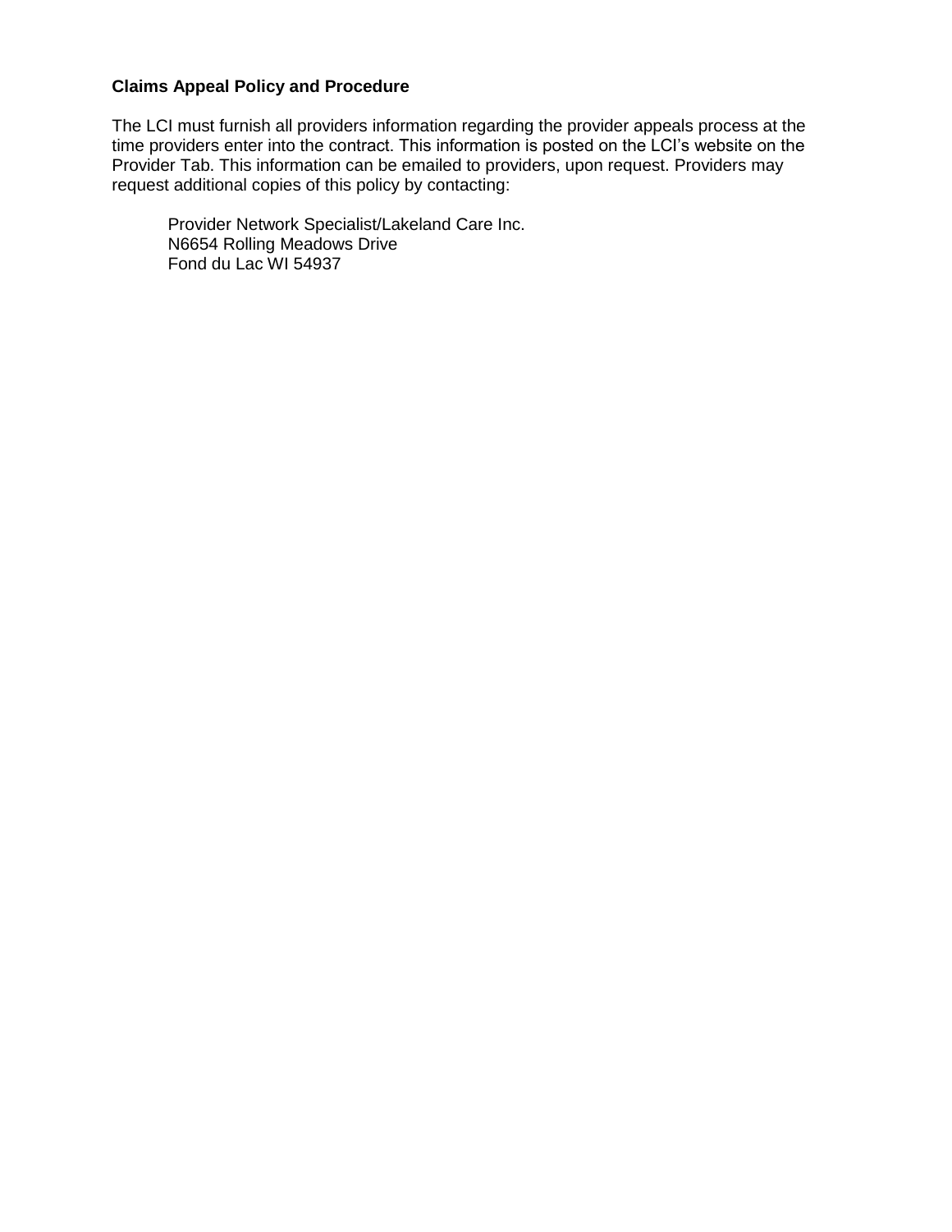**Claims Appeal Policy and Procedure**

The LCI must furnish all providers information regarding the provider appeals process at the time providers enter into the contract. This information is posted on the LCI's website on the Provider Tab. This information can be emailed to providers, upon request. Providers may request additional copies of this policy by contacting:

> Provider Network Specialist/Lakeland Care Inc.
> N6654 Rolling Meadows Drive
> Fond du Lac WI 54937